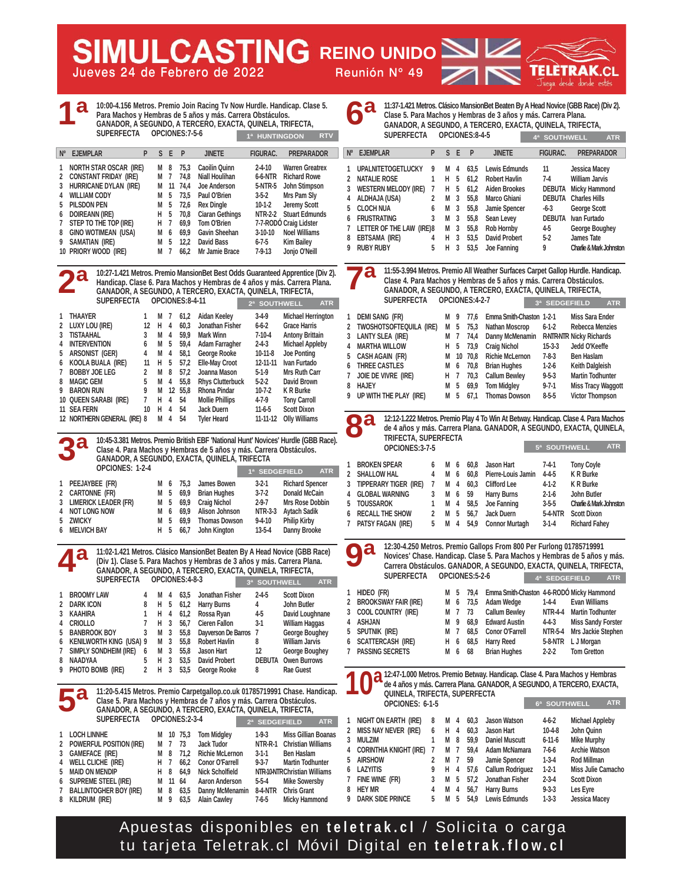# SIMULCASTING REINO UNIDO

Jueves 24 de Febrero de 2022 — Reunión Nº 49

TELETRAK.CL — Juega desde donde estés

## 1ª

10:00-4.156 Metros. Premio Join Racing Tv Now Hurdle. Handicap. Clase 5. Para Machos y Hembras de 5 años y más. Carrera Obstáculos. GANADOR, A SEGUNDO, A TERCERO, EXACTA, QUINELA, TRIFECTA, SUPERFECTA OPCIONES:7-5-6

1ª HUNTINGDON — RTV

| Nº | EJEMPLAR | P | S | E | P | JINETE | FIGURAC. | PREPARADOR |
|---|---|---|---|---|---|---|---|---|
| 1 | NORTH STAR OSCAR (IRE) | | M | 8 | 75,3 | Caoilin Quinn | 2-4-10 | Warren Greatrex |
| 2 | CONSTANT FRIDAY (IRE) | | M | 7 | 74,8 | Niall Houlihan | 6-6-NTR | Richard Rowe |
| 3 | HURRICANE DYLAN (IRE) | | M | 11 | 74,4 | Joe Anderson | 5-NTR-5 | John Stimpson |
| 4 | WILLIAM CODY | | M | 5 | 73,5 | Paul O'Brien | 3-5-2 | Mrs Pam Sly |
| 5 | PILSDON PEN | | M | 5 | 72,6 | Rex Dingle | 10-1-2 | Jeremy Scott |
| 6 | DOIREANN (IRE) | | H | 5 | 70,8 | Ciaran Gethings | NTR-2-2 | Stuart Edmunds |
| 7 | STEP TO THE TOP (IRE) | | H | 7 | 69,9 | Tom O'Brien | 7-7-RODÓ | Craig Lidster |
| 8 | GINO WOTIMEAN (USA) | | M | 6 | 69,9 | Gavin Sheehan | 3-10-10 | Noel Williams |
| 9 | SAMATIAN (IRE) | | M | 5 | 12,2 | David Bass | 6-7-5 | Kim Bailey |
| 10 | PRIORY WOOD (IRE) | | M | 7 | 66,2 | Mr Jamie Brace | 7-9-13 | Jonjo O'Neill |

## 2ª

10:27-1.421 Metros. Premio MansionBet Best Odds Guaranteed Apprentice (Div 2). Handicap. Clase 6. Para Machos y Hembras de 4 años y más. Carrera Plana. GANADOR, A SEGUNDO, A TERCERO, EXACTA, QUINELA, TRIFECTA, SUPERFECTA OPCIONES:8-4-11

2ª SOUTHWELL — ATR

| Nº | EJEMPLAR | P | S | E | P | JINETE | FIGURAC. | PREPARADOR |
|---|---|---|---|---|---|---|---|---|
| 1 | THAAYER | 1 | M | 7 | 61,2 | Aidan Keeley | 3-4-9 | Michael Herrington |
| 2 | LUXY LOU (IRE) | 12 | H | 4 | 60,3 | Jonathan Fisher | 6-6-2 | Grace Harris |
| 3 | TISTAAHAL | 3 | M | 4 | 59,9 | Mark Winn | 7-10-4 | Antony Brittain |
| 4 | INTERVENTION | 6 | M | 5 | 59,4 | Adam Farragher | 2-4-3 | Michael Appleby |
| 5 | ARSONIST (GER) | 4 | M | 4 | 58,1 | George Rooke | 10-11-8 | Joe Ponting |
| 6 | KOOLA BUALA (IRE) | 11 | H | 5 | 57,2 | Elle-May Croot | 12-11-11 | Ivan Furtado |
| 7 | BOBBY JOE LEG | 2 | M | 8 | 57,2 | Joanna Mason | 5-1-9 | Mrs Ruth Carr |
| 8 | MAGIC GEM | 5 | M | 4 | 55,8 | Rhys Clutterbuck | 5-2-2 | David Brown |
| 9 | BARON RUN | 9 | M | 12 | 55,8 | Rhona Pindar | 10-7-2 | K R Burke |
| 10 | QUEEN SARABI (IRE) | 7 | H | 4 | 54 | Mollie Phillips | 4-7-9 | Tony Carroll |
| 11 | SEA FERN | 10 | H | 4 | 54 | Jack Duern | 11-6-5 | Scott Dixon |
| 12 | NORTHERN GENERAL (IRE) | 8 | M | 4 | 54 | Tyler Heard | 11-11-12 | Olly Williams |

## 3ª

10:45-3.381 Metros. Premio British EBF 'National Hunt' Novices' Hurdle (GBB Race). Clase 4. Para Machos y Hembras de 5 años y más. Carrera Obstáculos. GANADOR, A SEGUNDO, EXACTA, QUINELA, TRIFECTA OPCIONES: 1-2-4

1ª SEDGEFIELD — ATR

| Nº | EJEMPLAR | P | S | E | P | JINETE | FIGURAC. | PREPARADOR |
|---|---|---|---|---|---|---|---|---|
| 1 | PEEJAYBEE (FR) | | M | 6 | 75,3 | James Bowen | 3-2-1 | Richard Spencer |
| 2 | CARTONNE (FR) | | M | 5 | 69,9 | Brian Hughes | 3-7-2 | Donald McCain |
| 3 | LIMERICK LEADER (FR) | | M | 5 | 69,9 | Craig Nichol | 2-9-7 | Mrs Rose Dobbin |
| 4 | NOT LONG NOW | | M | 6 | 69,9 | Alison Johnson | NTR-3-3 | Aytach Sadik |
| 5 | ZWICKY | | M | 5 | 69,9 | Thomas Dowson | 9-4-10 | Philip Kirby |
| 6 | MELVICH BAY | | H | 5 | 66,7 | John Kington | 13-5-4 | Danny Brooke |

## 4ª

11:02-1.421 Metros. Premio Clásico MansionBet Beaten By A Head Novice (GBB Race) (Div 1). Clase 5. Para Machos y Hembras de 3 años y más. Carrera Plana. GANADOR, A SEGUNDO, A TERCERO, EXACTA, QUINELA, TRIFECTA, SUPERFECTA OPCIONES:4-8-3

3ª SOUTHWELL — ATR

| Nº | EJEMPLAR | P | S | E | P | JINETE | FIGURAC. | PREPARADOR |
|---|---|---|---|---|---|---|---|---|
| 1 | BROOMY LAW | 4 | M | 4 | 63,5 | Jonathan Fisher | 2-4-5 | Scott Dixon |
| 2 | DARK ICON | 8 | H | 5 | 61,2 | Harry Burns | 4 | John Butler |
| 3 | KAAHIRA | 1 | H | 4 | 61,2 | Rossa Ryan | 4-5 | David Loughnane |
| 4 | CRIOLLO | 7 | H | 3 | 56,7 | Cieren Fallon | 3-1 | William Haggas |
| 5 | BANBROOK BOY | 3 | M | 3 | 55,8 | Dayverson De Barros | 7 | George Boughey |
| 6 | KENILWORTH KING (USA) | 9 | M | 3 | 55,8 | Robert Havlin | 8 | William Jarvis |
| 7 | SIMPLY SONDHEIM (IRE) | 6 | M | 3 | 55,8 | Jason Hart | 12 | George Boughey |
| 8 | NAADYAA | 5 | H | 3 | 53,5 | David Probert | DEBUTA | Owen Burrows |
| 9 | PHOTO BOMB (IRE) | 2 | H | 3 | 53,5 | George Rooke | 8 | Rae Guest |

## 5ª

11:20-5.415 Metros. Premio Carpetgallop.co.uk 01785719991 Chase. Handicap. Clase 5. Para Machos y Hembras de 7 años y más. Carrera Obstáculos. GANADOR, A SEGUNDO, A TERCERO, EXACTA, QUINELA, TRIFECTA, SUPERFECTA OPCIONES:2-3-4

2ª SEDGEFIELD — ATR

| Nº | EJEMPLAR | P | S | E | P | JINETE | FIGURAC. | PREPARADOR |
|---|---|---|---|---|---|---|---|---|
| 1 | LOCH LINNHE | | M | 10 | 75,3 | Tom Midgley | 1-9-3 | Miss Gillian Boanas |
| 2 | POWERFUL POSITION (IRE) | | M | 7 | 73 | Jack Tudor | NTR-R-1 | Christian Williams |
| 3 | GAMEFACE (IRE) | | M | 8 | 71,2 | Richie McLernon | 3-1-1 | Ben Haslam |
| 4 | WELL CLICHE (IRE) | | H | 7 | 66,2 | Conor O'Farrell | 9-3-7 | Martin Todhunter |
| 5 | MAID ON MENDIP | | H | 8 | 64,9 | Nick Scholfield | NTR-10-NTR | Christian Williams |
| 6 | SUPREME STEEL (IRE) | | M | 11 | 64 | Aaron Anderson | 5-5-4 | Mike Sowersby |
| 7 | BALLINTOGHER BOY (IRE) | | M | 8 | 63,5 | Danny McMenamin | 8-4-NTR | Chris Grant |
| 8 | KILDRUM (IRE) | | M | 9 | 63,5 | Alain Cawley | 7-6-5 | Micky Hammond |

## 6ª

11:37-1.421 Metros. Clásico MansionBet Beaten By A Head Novice (GBB Race) (Div 2). Clase 5. Para Machos y Hembras de 3 años y más. Carrera Plana. GANADOR, A SEGUNDO, A TERCERO, EXACTA, QUINELA, TRIFECTA, SUPERFECTA OPCIONES:8-4-5

4ª SOUTHWELL — ATR

| Nº | EJEMPLAR | P | S | E | P | JINETE | FIGURAC. | PREPARADOR |
|---|---|---|---|---|---|---|---|---|
| 1 | UPALNITETOGETLUCKY | 9 | M | 4 | 63,5 | Lewis Edmunds | 11 | Jessica Macey |
| 2 | NATALIE ROSE | 1 | H | 5 | 61,2 | Robert Havlin | 7-4 | William Jarvis |
| 3 | WESTERN MELODY (IRE) | 7 | H | 5 | 61,2 | Aiden Brookes | DEBUTA | Micky Hammond |
| 4 | ALDHAJA (USA) | 2 | M | 3 | 55,8 | Marco Ghiani | DEBUTA | Charles Hills |
| 5 | CLOCH NUA | 6 | M | 3 | 55,8 | Jamie Spencer | -6-3 | George Scott |
| 6 | FRUSTRATING | 3 | M | 3 | 55,8 | Sean Levey | DEBUTA | Ivan Furtado |
| 7 | LETTER OF THE LAW (IRE) | 8 | M | 3 | 55,8 | Rob Hornby | 4-5 | George Boughey |
| 8 | EBTSAMA (IRE) | 4 | H | 3 | 53,5 | David Probert | 5-2 | James Tate |
| 9 | RUBY RUBY | 5 | H | 3 | 53,5 | Joe Fanning | 9 | Charlie & Mark Johnston |

## 7ª

11:55-3.994 Metros. Premio All Weather Surfaces Carpet Gallop Hurdle. Handicap. Clase 4. Para Machos y Hembras de 5 años y más. Carrera Obstáculos. GANADOR, A SEGUNDO, A TERCERO, EXACTA, QUINELA, TRIFECTA, SUPERFECTA OPCIONES:4-2-7

3ª SEDGEFIELD — ATR

| Nº | EJEMPLAR | P | S | E | P | JINETE | FIGURAC. | PREPARADOR |
|---|---|---|---|---|---|---|---|---|
| 1 | DEMI SANG (FR) | | M | 9 | 77,6 | Emma Smith-Chaston | 1-2-1 | Miss Sara Ender |
| 2 | TWOSHOTSOFTEQUILA (IRE) | | M | 5 | 75,3 | Nathan Moscrop | 6-1-2 | Rebecca Menzies |
| 3 | LARTY SLEA (IRE) | | M | 7 | 74,4 | Danny McMenamin | R-NTR-NTR | Nicky Richards |
| 4 | MARTHA WILLOW | | H | 5 | 73,9 | Craig Nichol | 15-3-3 | Jedd O'Keeffe |
| 5 | CASH AGAIN (FR) | | M | 10 | 70,8 | Richie McLernon | 7-8-3 | Ben Haslam |
| 6 | THREE CASTLES | | M | 6 | 70,8 | Brian Hughes | 1-2-6 | Keith Dalgleish |
| 7 | JOIE DE VIVRE (IRE) | | H | 7 | 70,3 | Callum Bewley | 9-5-3 | Martin Todhunter |
| 8 | HAJEY | | M | 5 | 69,9 | Tom Midgley | 9-7-1 | Miss Tracy Waggott |
| 9 | UP WITH THE PLAY (IRE) | | M | 5 | 67,1 | Thomas Dowson | 8-5-5 | Victor Thompson |

## 8ª

12:12-1.222 Metros. Premio Play 4 To Win At Betway. Handicap. Clase 4. Para Machos de 4 años y más. Carrera Plana. GANADOR, A SEGUNDO, EXACTA, QUINELA, TRIFECTA, SUPERFECTA OPCIONES:3-7-5

5ª SOUTHWELL — ATR

| Nº | EJEMPLAR | P | S | E | P | JINETE | FIGURAC. | PREPARADOR |
|---|---|---|---|---|---|---|---|---|
| 1 | BROKEN SPEAR | 6 | M | 6 | 60,8 | Jason Hart | 7-4-1 | Tony Coyle |
| 2 | SHALLOW HAL | 4 | M | 6 | 60,8 | Pierre-Louis Jamin | 4-4-5 | K R Burke |
| 3 | TIPPERARY TIGER (IRE) | 7 | M | 4 | 60,3 | Clifford Lee | 4-1-2 | K R Burke |
| 4 | GLOBAL WARNING | 3 | M | 6 | 59 | Harry Burns | 2-1-6 | John Butler |
| 5 | TOUSSAROK | 1 | M | 4 | 58,5 | Joe Fanning | 3-5-5 | Charlie & Mark Johnston |
| 6 | RECALL THE SHOW | 2 | M | 5 | 56,7 | Jack Duern | 5-4-NTR | Scott Dixon |
| 7 | PATSY FAGAN (IRE) | 5 | M | 4 | 54,9 | Connor Murtagh | 3-1-4 | Richard Fahey |

## 9ª

12:30-4.250 Metros. Premio Gallops From 800 Per Furlong 01785719991 Novices' Chase. Handicap. Clase 5. Para Machos y Hembras de 5 años y más. Carrera Obstáculos. GANADOR, A SEGUNDO, EXACTA, QUINELA, TRIFECTA, SUPERFECTA OPCIONES:5-2-6

4ª SEDGEFIELD — ATR

| Nº | EJEMPLAR | P | S | E | P | JINETE | FIGURAC. | PREPARADOR |
|---|---|---|---|---|---|---|---|---|
| 1 | HIDEO (FR) | | M | 5 | 79,4 | Emma Smith-Chaston | 4-6-RODÓ | Micky Hammond |
| 2 | BROOKSWAY FAIR (IRE) | | M | 6 | 73,5 | Adam Wedge | 1-4-4 | Evan Williams |
| 3 | COOL COUNTRY (IRE) | | M | 7 | 73 | Callum Bewley | NTR-4-4 | Martin Todhunter |
| 4 | ASHJAN | | M | 9 | 68,9 | Edward Austin | 4-4-3 | Miss Sandy Forster |
| 5 | SPUTNIK (IRE) | | M | 7 | 68,5 | Conor O'Farrell | NTR-5-4 | Mrs Jackie Stephen |
| 6 | SCATTERCASH (IRE) | | H | 6 | 68,5 | Harry Reed | 5-8-NTR | L J Morgan |
| 7 | PASSING SECRETS | | M | 6 | 68 | Brian Hughes | 2-2-2 | Tom Gretton |

## 10ª

12:47-1.000 Metros. Premio Betway. Handicap. Clase 4. Para Machos y Hembras de 4 años y más. Carrera Plana. GANADOR, A SEGUNDO, A TERCERO, EXACTA, QUINELA, TRIFECTA, SUPERFECTA OPCIONES: 6-1-5

6ª SOUTHWELL — ATR

| Nº | EJEMPLAR | P | S | E | P | JINETE | FIGURAC. | PREPARADOR |
|---|---|---|---|---|---|---|---|---|
| 1 | NIGHT ON EARTH (IRE) | 8 | M | 4 | 60,3 | Jason Watson | 4-6-2 | Michael Appleby |
| 2 | MISS NAY NEVER (IRE) | 6 | H | 4 | 60,3 | Jason Hart | 10-4-8 | John Quinn |
| 3 | MULZIM | 1 | M | 8 | 59,9 | Daniel Muscutt | 6-11-6 | Mike Murphy |
| 4 | CORINTHIA KNIGHT (IRE) | 7 | M | 7 | 59,4 | Adam McNamara | 7-6-6 | Archie Watson |
| 5 | AIRSHOW | 2 | M | 7 | 59 | Jamie Spencer | 1-3-4 | Rod Millman |
| 6 | LAZYITIS | 9 | H | 4 | 57,6 | Callum Rodriguez | 1-2-1 | Miss Julie Camacho |
| 7 | FINE WINE (FR) | 3 | M | 5 | 57,2 | Jonathan Fisher | 2-3-4 | Scott Dixon |
| 8 | HEY MR | 4 | M | 4 | 56,7 | Harry Burns | 9-3-3 | Les Eyre |
| 9 | DARK SIDE PRINCE | 5 | M | 5 | 54,9 | Lewis Edmunds | 1-3-3 | Jessica Macey |

Apuestas disponibles en **teletrak.cl** / Solicita o carga tu tarjeta Teletrak.cl Móvil Digital en **teletrak.flow.cl**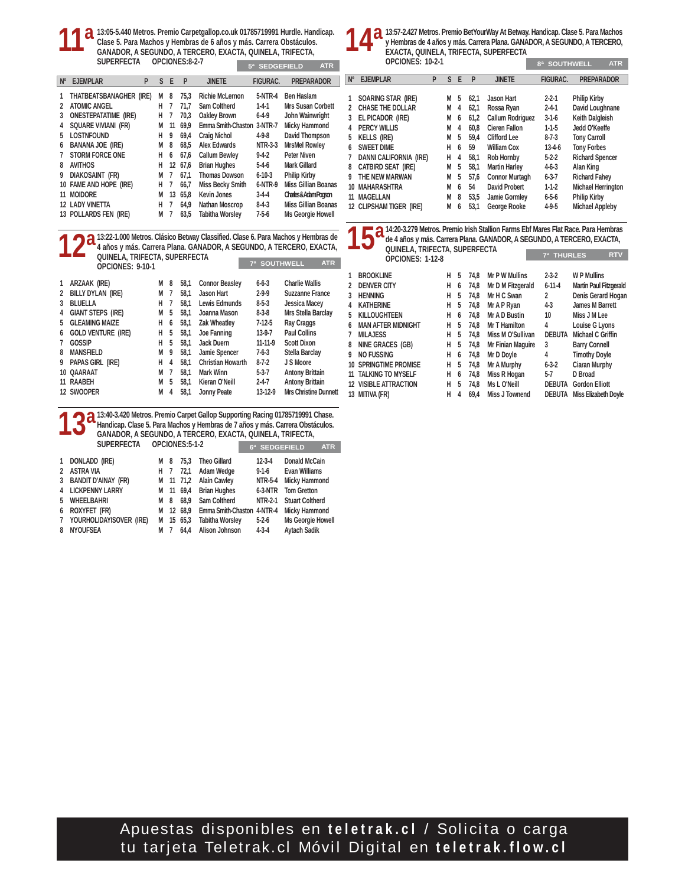## 11ª

13:05-5.440 Metros. Premio Carpetgallop.co.uk 01785719991 Hurdle. Handicap. Clase 5. Para Machos y Hembras de 6 años y más. Carrera Obstáculos. GANADOR, A SEGUNDO, A TERCERO, EXACTA, QUINELA, TRIFECTA, SUPERFECTA OPCIONES:8-2-7

5ª SEDGEFIELD ATR

| Nº | EJEMPLAR | P | S | E | P | JINETE | FIGURAC. | PREPARADOR |
|---|---|---|---|---|---|---|---|---|
| 1 | THATBEATSBANAGHER (IRE) | | M | 8 | 75,3 | Richie McLernon | 5-NTR-4 | Ben Haslam |
| 2 | ATOMIC ANGEL | | H | 7 | 71,7 | Sam Coltherd | 1-4-1 | Mrs Susan Corbett |
| 3 | ONESTEPATATIME (IRE) | | H | 7 | 70,3 | Oakley Brown | 6-4-9 | John Wainwright |
| 4 | SQUARE VIVIANI (FR) | | M | 11 | 69,9 | Emma Smith-Chaston | 3-NTR-7 | Micky Hammond |
| 5 | LOSTNFOUND | | H | 9 | 69,4 | Craig Nichol | 4-9-8 | David Thompson |
| 6 | BANANA JOE (IRE) | | M | 8 | 68,5 | Alex Edwards | NTR-3-3 | MrsMel Rowley |
| 7 | STORM FORCE ONE | | H | 6 | 67,6 | Callum Bewley | 9-4-2 | Peter Niven |
| 8 | AVITHOS | | H | 12 | 67,6 | Brian Hughes | 5-4-6 | Mark Gillard |
| 9 | DIAKOSAINT (FR) | | M | 7 | 67,1 | Thomas Dowson | 6-10-3 | Philip Kirby |
| 10 | FAME AND HOPE (IRE) | | H | 7 | 66,7 | Miss Becky Smith | 6-NTR-9 | Miss Gillian Boanas |
| 11 | MOIDORE | | M | 13 | 65,8 | Kevin Jones | 3-4-4 | Charles&AdamPogson |
| 12 | LADY VINETTA | | H | 7 | 64,9 | Nathan Moscrop | 8-4-3 | Miss Gillian Boanas |
| 13 | POLLARDS FEN (IRE) | | M | 7 | 63,5 | Tabitha Worsley | 7-5-6 | Ms Georgie Howell |

## 12ª

13:22-1.000 Metros. Clásico Betway Classified. Clase 6. Para Machos y Hembras de 4 años y más. Carrera Plana. GANADOR, A SEGUNDO, A TERCERO, EXACTA, QUINELA, TRIFECTA, SUPERFECTA OPCIONES: 9-10-1

7ª SOUTHWELL ATR

| Nº | EJEMPLAR | P | S | E | P | JINETE | FIGURAC. | PREPARADOR |
|---|---|---|---|---|---|---|---|---|
| 1 | ARZAAK (IRE) | | M | 8 | 58,1 | Connor Beasley | 6-6-3 | Charlie Wallis |
| 2 | BILLY DYLAN (IRE) | | M | 7 | 58,1 | Jason Hart | 2-9-9 | Suzzanne France |
| 3 | BLUELLA | | H | 7 | 58,1 | Lewis Edmunds | 8-5-3 | Jessica Macey |
| 4 | GIANT STEPS (IRE) | | M | 5 | 58,1 | Joanna Mason | 8-3-8 | Mrs Stella Barclay |
| 5 | GLEAMING MAIZE | | H | 6 | 58,1 | Zak Wheatley | 7-12-5 | Ray Craggs |
| 6 | GOLD VENTURE (IRE) | | H | 5 | 58,1 | Joe Fanning | 13-9-7 | Paul Collins |
| 7 | GOSSIP | | H | 5 | 58,1 | Jack Duern | 11-11-9 | Scott Dixon |
| 8 | MANSFIELD | | M | 9 | 58,1 | Jamie Spencer | 7-6-3 | Stella Barclay |
| 9 | PAPAS GIRL (IRE) | | H | 4 | 58,1 | Christian Howarth | 8-7-2 | J S Moore |
| 10 | QAARAAT | | M | 7 | 58,1 | Mark Winn | 5-3-7 | Antony Brittain |
| 11 | RAABEH | | M | 5 | 58,1 | Kieran O'Neill | 2-4-7 | Antony Brittain |
| 12 | SWOOPER | | M | 4 | 58,1 | Jonny Peate | 13-12-9 | Mrs Christine Dunnett |

## 13ª

13:40-3.420 Metros. Premio Carpet Gallop Supporting Racing 01785719991 Chase. Handicap. Clase 5. Para Machos y Hembras de 7 años y más. Carrera Obstáculos. GANADOR, A SEGUNDO, A TERCERO, EXACTA, QUINELA, TRIFECTA, SUPERFECTA OPCIONES:5-1-2

6ª SEDGEFIELD ATR

| Nº | EJEMPLAR | P | S | E | P | JINETE | FIGURAC. | PREPARADOR |
|---|---|---|---|---|---|---|---|---|
| 1 | DONLADD (IRE) | | M | 8 | 75,3 | Theo Gillard | 12-3-4 | Donald McCain |
| 2 | ASTRA VIA | | H | 7 | 72,1 | Adam Wedge | 9-1-6 | Evan Williams |
| 3 | BANDIT D'AINAY (FR) | | M | 11 | 71,2 | Alain Cawley | NTR-5-4 | Micky Hammond |
| 4 | LICKPENNY LARRY | | M | 11 | 69,4 | Brian Hughes | 6-3-NTR | Tom Gretton |
| 5 | WHEELBAHRI | | M | 8 | 68,9 | Sam Coltherd | NTR-2-1 | Stuart Coltherd |
| 6 | ROXYFET (FR) | | M | 12 | 68,9 | Emma Smith-Chaston | 4-NTR-4 | Micky Hammond |
| 7 | YOURHOLIDAYISOVER (IRE) | | M | 15 | 65,3 | Tabitha Worsley | 5-2-6 | Ms Georgie Howell |
| 8 | NYOUFSEA | | M | 7 | 64,4 | Alison Johnson | 4-3-4 | Aytach Sadik |

## 14ª

13:57-2.427 Metros. Premio BetYourWay At Betway. Handicap. Clase 5. Para Machos y Hembras de 4 años y más. Carrera Plana. GANADOR, A SEGUNDO, A TERCERO, EXACTA, QUINELA, TRIFECTA, SUPERFECTA OPCIONES: 10-2-1

8ª SOUTHWELL ATR

| Nº | EJEMPLAR | P | S | E | P | JINETE | FIGURAC. | PREPARADOR |
|---|---|---|---|---|---|---|---|---|
| 1 | SOARING STAR (IRE) | | M | 5 | 62,1 | Jason Hart | 2-2-1 | Philip Kirby |
| 2 | CHASE THE DOLLAR | | M | 4 | 62,1 | Rossa Ryan | 2-4-1 | David Loughnane |
| 3 | EL PICADOR (IRE) | | M | 6 | 61,2 | Callum Rodriguez | 3-1-6 | Keith Dalgleish |
| 4 | PERCY WILLIS | | M | 4 | 60,8 | Cieren Fallon | 1-1-5 | Jedd O'Keeffe |
| 5 | KELLS (IRE) | | M | 5 | 59,4 | Clifford Lee | 8-7-3 | Tony Carroll |
| 6 | SWEET DIME | | H | 6 | 59 | William Cox | 13-4-6 | Tony Forbes |
| 7 | DANNI CALIFORNIA (IRE) | | H | 4 | 58,1 | Rob Hornby | 5-2-2 | Richard Spencer |
| 8 | CATBIRD SEAT (IRE) | | M | 5 | 58,1 | Martin Harley | 4-6-3 | Alan King |
| 9 | THE NEW MARWAN | | M | 5 | 57,6 | Connor Murtagh | 6-3-7 | Richard Fahey |
| 10 | MAHARASHTRA | | M | 6 | 54 | David Probert | 1-1-2 | Michael Herrington |
| 11 | MAGELLAN | | M | 8 | 53,5 | Jamie Gormley | 6-5-6 | Philip Kirby |
| 12 | CLIPSHAM TIGER (IRE) | | M | 6 | 53,1 | George Rooke | 4-9-5 | Michael Appleby |

## 15ª

14:20-3.279 Metros. Premio Irish Stallion Farms Ebf Mares Flat Race. Para Hembras de 4 años y más. Carrera Plana. GANADOR, A SEGUNDO, A TERCERO, EXACTA, QUINELA, TRIFECTA, SUPERFECTA OPCIONES: 1-12-8

7ª THURLES RTV

| Nº | EJEMPLAR | P | S | E | P | JINETE | FIGURAC. | PREPARADOR |
|---|---|---|---|---|---|---|---|---|
| 1 | BROOKLINE | | H | 5 | 74,8 | Mr P W Mullins | 2-3-2 | W P Mullins |
| 2 | DENVER CITY | | H | 6 | 74,8 | Mr D M Fitzgerald | 6-11-4 | Martin Paul Fitzgerald |
| 3 | HENNING | | H | 5 | 74,8 | Mr H C Swan | 2 | Denis Gerard Hogan |
| 4 | KATHERINE | | H | 5 | 74,8 | Mr A P Ryan | 4-3 | James M Barrett |
| 5 | KILLOUGHTEEN | | H | 6 | 74,8 | Mr A D Bustin | 10 | Miss J M Lee |
| 6 | MAN AFTER MIDNIGHT | | H | 5 | 74,8 | Mr T Hamilton | 4 | Louise G Lyons |
| 7 | MILAJESS | | H | 5 | 74,8 | Miss M O'Sullivan | DEBUTA | Michael C Griffin |
| 8 | NINE GRACES (GB) | | H | 5 | 74,8 | Mr Finian Maguire | 3 | Barry Connell |
| 9 | NO FUSSING | | H | 6 | 74,8 | Mr D Doyle | 4 | Timothy Doyle |
| 10 | SPRINGTIME PROMISE | | H | 5 | 74,8 | Mr A Murphy | 6-3-2 | Ciaran Murphy |
| 11 | TALKING TO MYSELF | | H | 6 | 74,8 | Miss R Hogan | 5-7 | D Broad |
| 12 | VISIBLE ATTRACTION | | H | 5 | 74,8 | Ms L O'Neill | DEBUTA | Gordon Elliott |
| 13 | MITIVA (FR) | | H | 4 | 69,4 | Miss J Townend | DEBUTA | Miss Elizabeth Doyle |

Apuestas disponibles en **teletrak.cl** / Solicita o carga tu tarjeta Teletrak.cl Móvil Digital en **teletrak.flow.cl**